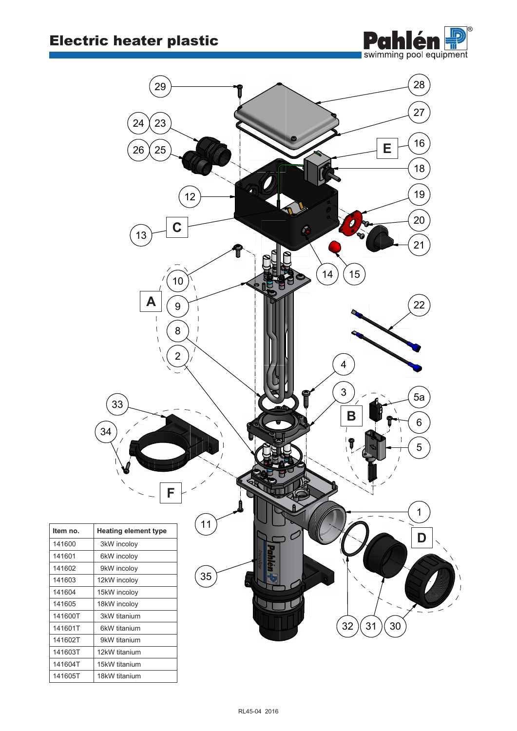# Electric heater plastic

| Item no. | Heating element type |
|---|---|
| 141600 | 3kW incoloy |
| 141601 | 6kW incoloy |
| 141602 | 9kW incoloy |
| 141603 | 12kW incoloy |
| 141604 | 15kW incoloy |
| 141605 | 18kW incoloy |
| 141600T | 3kW titanium |
| 141601T | 6kW titanium |
| 141602T | 9kW titanium |
| 141603T | 12kW titanium |
| 141604T | 15kW titanium |
| 141605T | 18kW titanium |

RL45-04 2016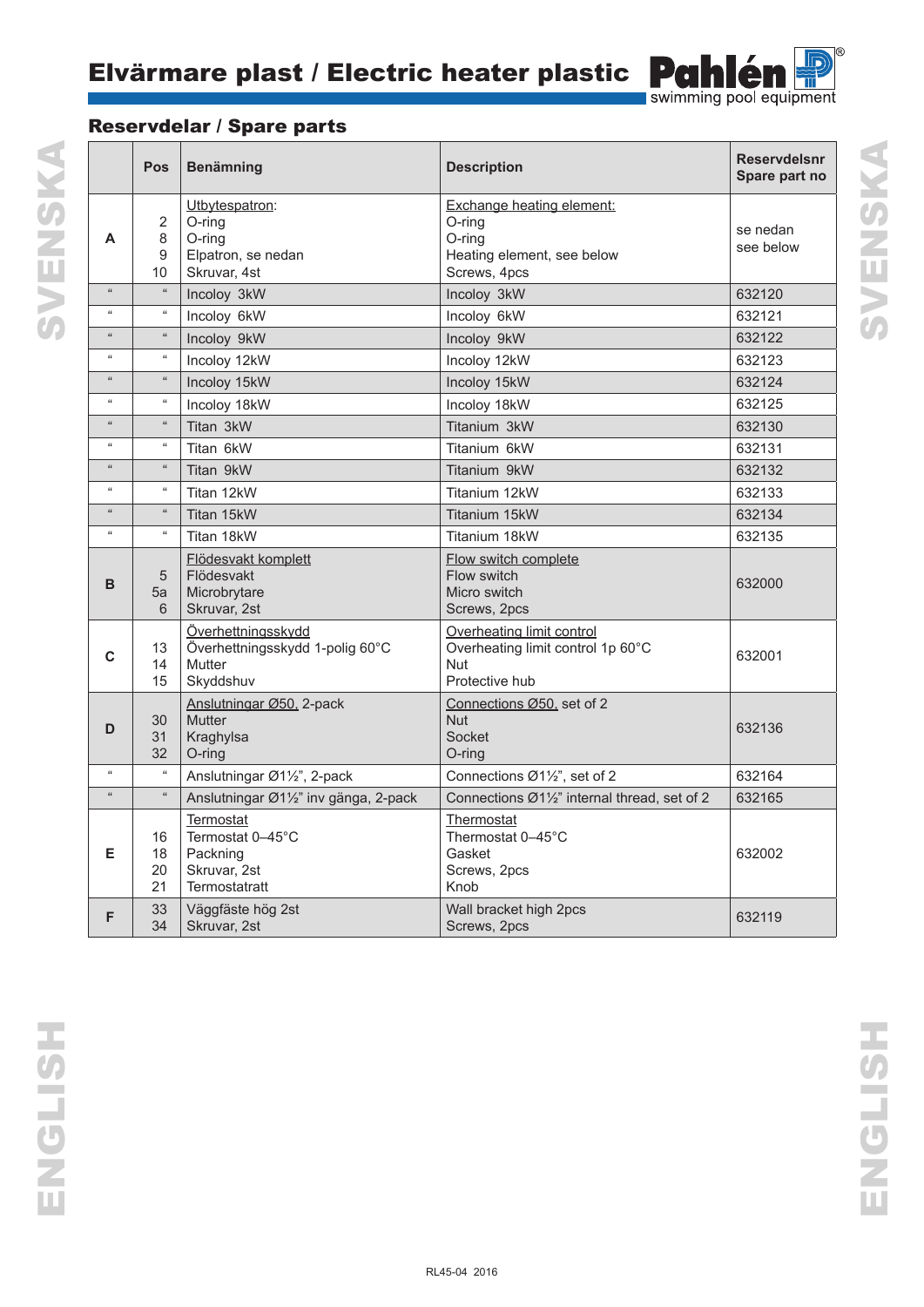# Elvärmare plast / Electric heater plastic

## Reservdelar / Spare parts

| | Pos | Benämning | Description | Reservdelsnr Spare part no |
|---|---|---|---|---|
| A | <br>2<br>8<br>9<br>10 | Utbytespatron:<br>O-ring<br>O-ring<br>Elpatron, se nedan<br>Skruvar, 4st | Exchange heating element:<br>O-ring<br>O-ring<br>Heating element, see below<br>Screws, 4pcs | se nedan<br>see below |
| " | " | Incoloy 3kW | Incoloy 3kW | 632120 |
| " | " | Incoloy 6kW | Incoloy 6kW | 632121 |
| " | " | Incoloy 9kW | Incoloy 9kW | 632122 |
| " | " | Incoloy 12kW | Incoloy 12kW | 632123 |
| " | " | Incoloy 15kW | Incoloy 15kW | 632124 |
| " | " | Incoloy 18kW | Incoloy 18kW | 632125 |
| " | " | Titan 3kW | Titanium 3kW | 632130 |
| " | " | Titan 6kW | Titanium 6kW | 632131 |
| " | " | Titan 9kW | Titanium 9kW | 632132 |
| " | " | Titan 12kW | Titanium 12kW | 632133 |
| " | " | Titan 15kW | Titanium 15kW | 632134 |
| " | " | Titan 18kW | Titanium 18kW | 632135 |
| B | <br>5<br>5a<br>6 | Flödesvakt komplett<br>Flödesvakt<br>Microbrytare<br>Skruvar, 2st | Flow switch complete<br>Flow switch<br>Micro switch<br>Screws, 2pcs | 632000 |
| C | <br>13<br>14<br>15 | Överhettningsskydd<br>Överhettningsskydd 1-polig 60°C<br>Mutter<br>Skyddshuv | Overheating limit control<br>Overheating limit control 1p 60°C<br>Nut<br>Protective hub | 632001 |
| D | <br>30<br>31<br>32 | Anslutningar Ø50, 2-pack<br>Mutter<br>Kraghylsa<br>O-ring | Connections Ø50, set of 2<br>Nut<br>Socket<br>O-ring | 632136 |
| " | " | Anslutningar Ø1½", 2-pack | Connections Ø1½", set of 2 | 632164 |
| " | " | Anslutningar Ø1½" inv gänga, 2-pack | Connections Ø1½" internal thread, set of 2 | 632165 |
| E | <br>16<br>18<br>20<br>21 | Termostat<br>Termostat 0–45°C<br>Packning<br>Skruvar, 2st<br>Termostatratt | Thermostat<br>Thermostat 0–45°C<br>Gasket<br>Screws, 2pcs<br>Knob | 632002 |
| F | 33<br>34 | Väggfäste hög 2st<br>Skruvar, 2st | Wall bracket high 2pcs<br>Screws, 2pcs | 632119 |

RL45-04 2016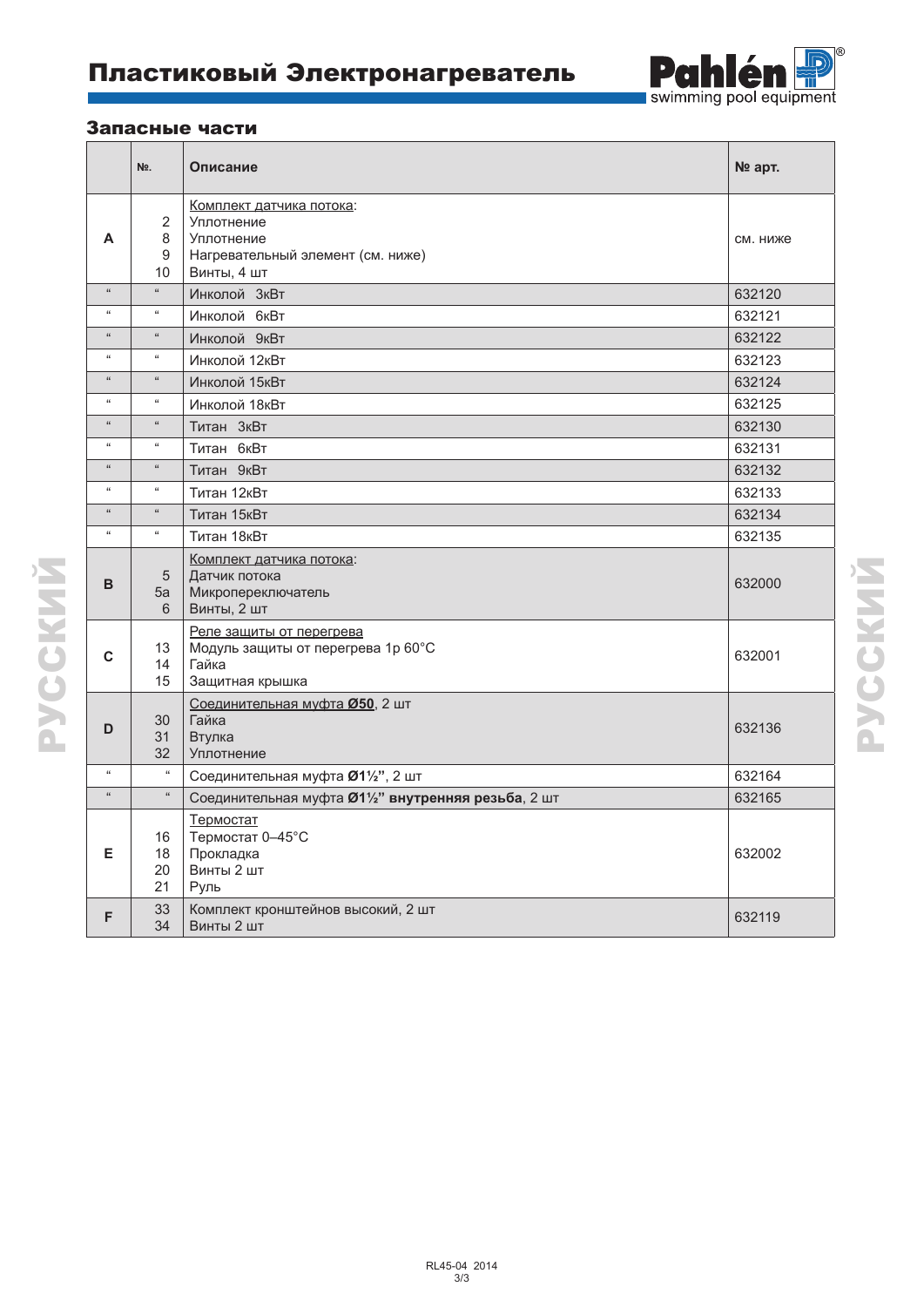# Пластиковый Электронагреватель

## Запасные части

| | №. | Описание | № арт. |
|---|---|---|---|
| A | 2<br>8<br>9<br>10 | Комплект датчика потока:<br>Уплотнение<br>Уплотнение<br>Нагревательный элемент (см. ниже)<br>Винты, 4 шт | см. ниже |
| " | " | Инколой 3кВт | 632120 |
| " | " | Инколой 6кВт | 632121 |
| " | " | Инколой 9кВт | 632122 |
| " | " | Инколой 12кВт | 632123 |
| " | " | Инколой 15кВт | 632124 |
| " | " | Инколой 18кВт | 632125 |
| " | " | Титан 3кВт | 632130 |
| " | " | Титан 6кВт | 632131 |
| " | " | Титан 9кВт | 632132 |
| " | " | Титан 12кВт | 632133 |
| " | " | Титан 15кВт | 632134 |
| " | " | Титан 18кВт | 632135 |
| B | 5<br>5a<br>6 | Комплект датчика потока:<br>Датчик потока<br>Микропереключатель<br>Винты, 2 шт | 632000 |
| C | 13<br>14<br>15 | Реле защиты от перегрева<br>Модуль защиты от перегрева 1p 60°C<br>Гайка<br>Защитная крышка | 632001 |
| D | 30<br>31<br>32 | Соединительная муфта **Ø50**, 2 шт<br>Гайка<br>Втулка<br>Уплотнение | 632136 |
| " | " | Соединительная муфта **Ø1½"**, 2 шт | 632164 |
| " | " | Соединительная муфта **Ø1½" внутренняя резьба**, 2 шт | 632165 |
| E | 16<br>18<br>20<br>21 | Термостат<br>Термостат 0–45°C<br>Прокладка<br>Винты 2 шт<br>Руль | 632002 |
| F | 33<br>34 | Комплект кронштейнов высокий, 2 шт<br>Винты 2 шт | 632119 |

RL45-04 2014